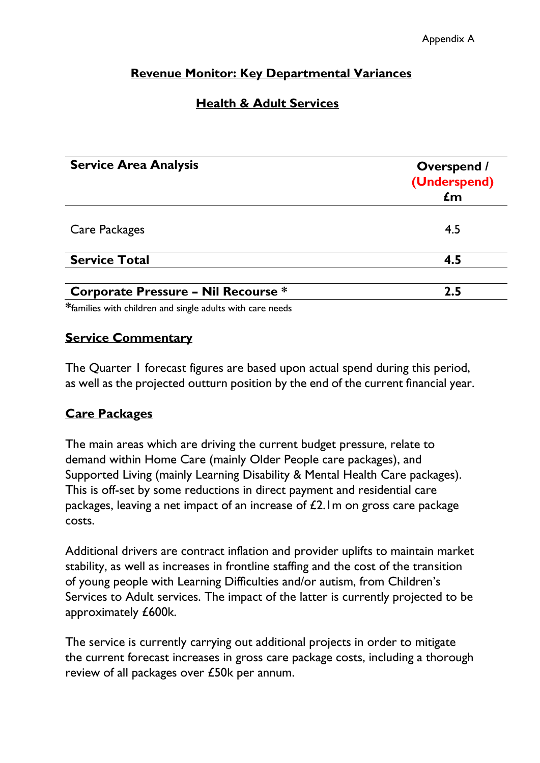Appendix A

# Revenue Monitor: Key Departmental Variances

## Health & Adult Services

| Service Area Analysis | Overspend / (Underspend) £m |
|---|---|
| Care Packages | 4.5 |
| **Service Total** | **4.5** |
| **Corporate Pressure – Nil Recourse *** | **2.5** |

*families with children and single adults with care needs

## Service Commentary

The Quarter 1 forecast figures are based upon actual spend during this period, as well as the projected outturn position by the end of the current financial year.

## Care Packages

The main areas which are driving the current budget pressure, relate to demand within Home Care (mainly Older People care packages), and Supported Living (mainly Learning Disability & Mental Health Care packages). This is off-set by some reductions in direct payment and residential care packages, leaving a net impact of an increase of £2.1m on gross care package costs.

Additional drivers are contract inflation and provider uplifts to maintain market stability, as well as increases in frontline staffing and the cost of the transition of young people with Learning Difficulties and/or autism, from Children's Services to Adult services. The impact of the latter is currently projected to be approximately £600k.

The service is currently carrying out additional projects in order to mitigate the current forecast increases in gross care package costs, including a thorough review of all packages over £50k per annum.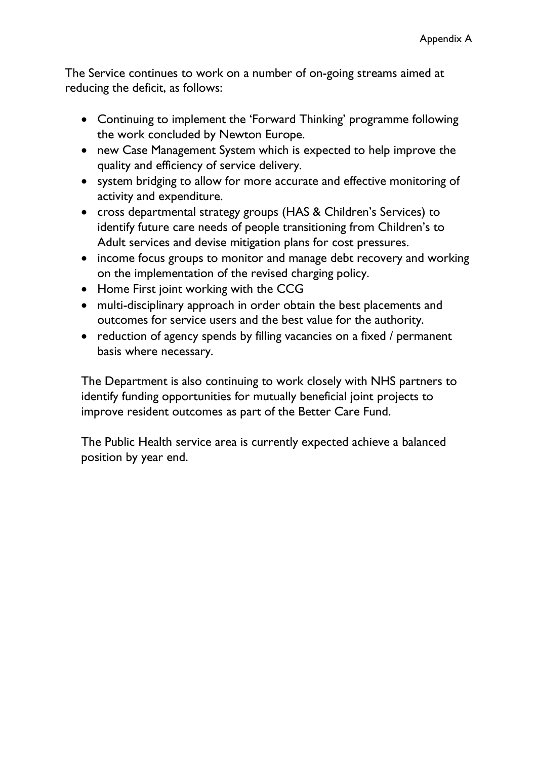The Service continues to work on a number of on-going streams aimed at reducing the deficit, as follows:

- Continuing to implement the 'Forward Thinking' programme following the work concluded by Newton Europe.
- new Case Management System which is expected to help improve the quality and efficiency of service delivery.
- system bridging to allow for more accurate and effective monitoring of activity and expenditure.
- cross departmental strategy groups (HAS & Children's Services) to identify future care needs of people transitioning from Children's to Adult services and devise mitigation plans for cost pressures.
- income focus groups to monitor and manage debt recovery and working on the implementation of the revised charging policy.
- Home First joint working with the CCG
- multi-disciplinary approach in order obtain the best placements and outcomes for service users and the best value for the authority.
- reduction of agency spends by filling vacancies on a fixed / permanent basis where necessary.

The Department is also continuing to work closely with NHS partners to identify funding opportunities for mutually beneficial joint projects to improve resident outcomes as part of the Better Care Fund.

The Public Health service area is currently expected achieve a balanced position by year end.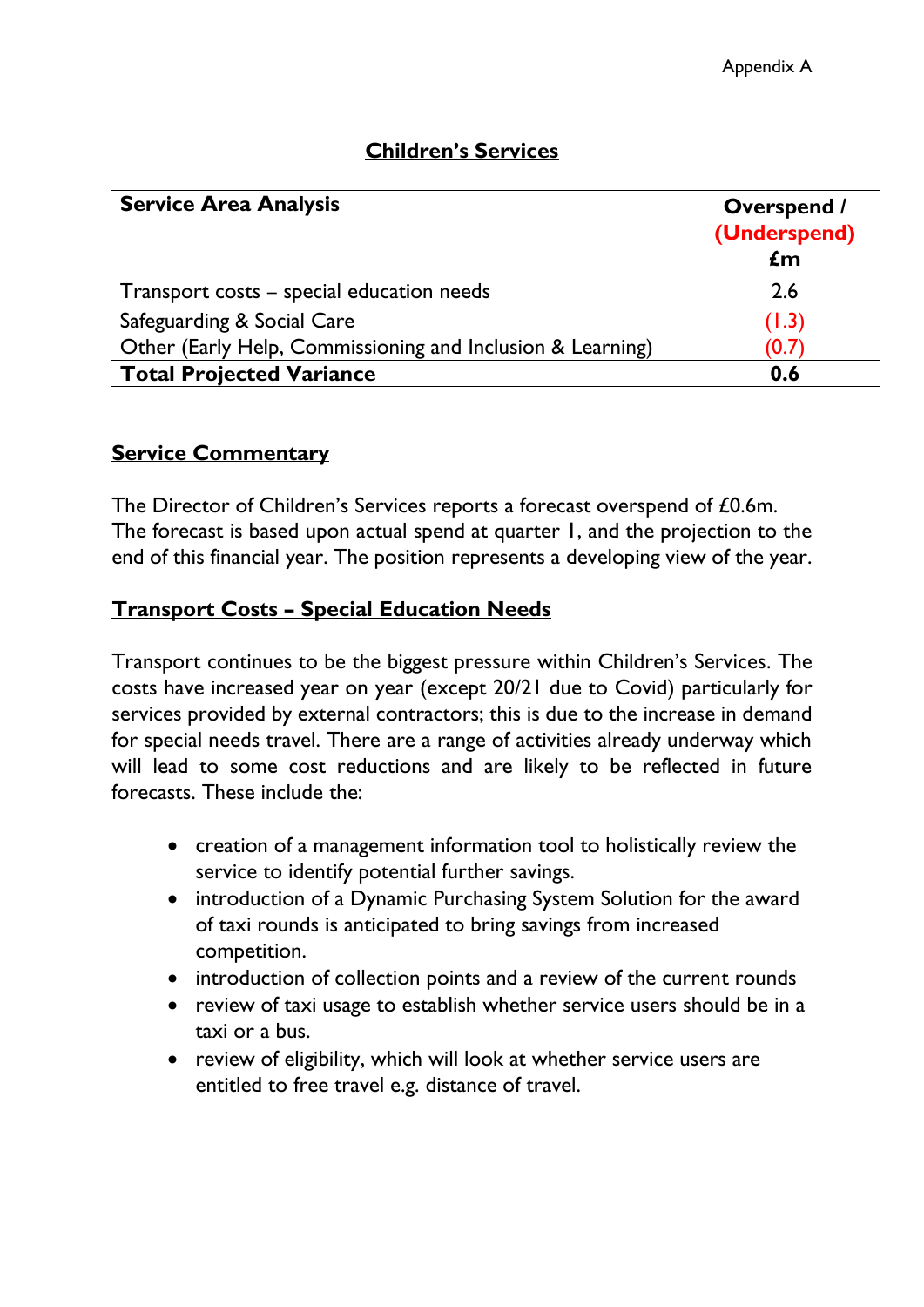Appendix A

# Children's Services

| Service Area Analysis | Overspend / (Underspend) £m |
|---|---|
| Transport costs – special education needs | 2.6 |
| Safeguarding & Social Care | (1.3) |
| Other (Early Help, Commissioning and Inclusion & Learning) | (0.7) |
| **Total Projected Variance** | **0.6** |

## Service Commentary

The Director of Children's Services reports a forecast overspend of £0.6m. The forecast is based upon actual spend at quarter 1, and the projection to the end of this financial year. The position represents a developing view of the year.

## Transport Costs – Special Education Needs

Transport continues to be the biggest pressure within Children's Services. The costs have increased year on year (except 20/21 due to Covid) particularly for services provided by external contractors; this is due to the increase in demand for special needs travel. There are a range of activities already underway which will lead to some cost reductions and are likely to be reflected in future forecasts. These include the:

- creation of a management information tool to holistically review the service to identify potential further savings.
- introduction of a Dynamic Purchasing System Solution for the award of taxi rounds is anticipated to bring savings from increased competition.
- introduction of collection points and a review of the current rounds
- review of taxi usage to establish whether service users should be in a taxi or a bus.
- review of eligibility, which will look at whether service users are entitled to free travel e.g. distance of travel.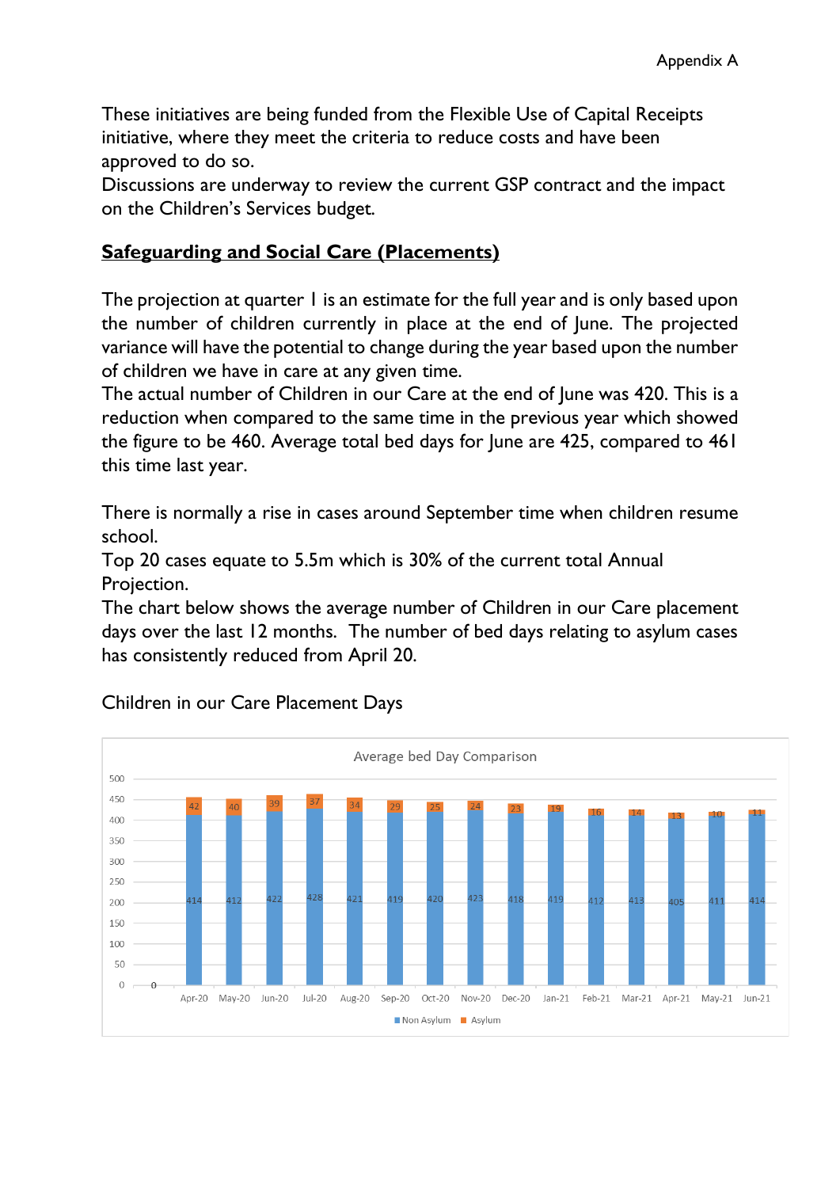These initiatives are being funded from the Flexible Use of Capital Receipts initiative, where they meet the criteria to reduce costs and have been approved to do so.
Discussions are underway to review the current GSP contract and the impact on the Children's Services budget.

## **Safeguarding and Social Care (Placements)**

The projection at quarter 1 is an estimate for the full year and is only based upon the number of children currently in place at the end of June. The projected variance will have the potential to change during the year based upon the number of children we have in care at any given time.
The actual number of Children in our Care at the end of June was 420. This is a reduction when compared to the same time in the previous year which showed the figure to be 460. Average total bed days for June are 425, compared to 461 this time last year.

There is normally a rise in cases around September time when children resume school.
Top 20 cases equate to 5.5m which is 30% of the current total Annual Projection.
The chart below shows the average number of Children in our Care placement days over the last 12 months. The number of bed days relating to asylum cases has consistently reduced from April 20.

Children in our Care Placement Days

Average bed Day Comparison

| Month | Non Asylum | Asylum |
|---|---|---|
| Apr-20 | 414 | 42 |
| May-20 | 412 | 40 |
| Jun-20 | 422 | 39 |
| Jul-20 | 428 | 37 |
| Aug-20 | 421 | 34 |
| Sep-20 | 419 | 29 |
| Oct-20 | 420 | 25 |
| Nov-20 | 423 | 24 |
| Dec-20 | 418 | 23 |
| Jan-21 | 419 | 19 |
| Feb-21 | 412 | 16 |
| Mar-21 | 413 | 14 |
| Apr-21 | 405 | 13 |
| May-21 | 411 | 10 |
| Jun-21 | 414 | 11 |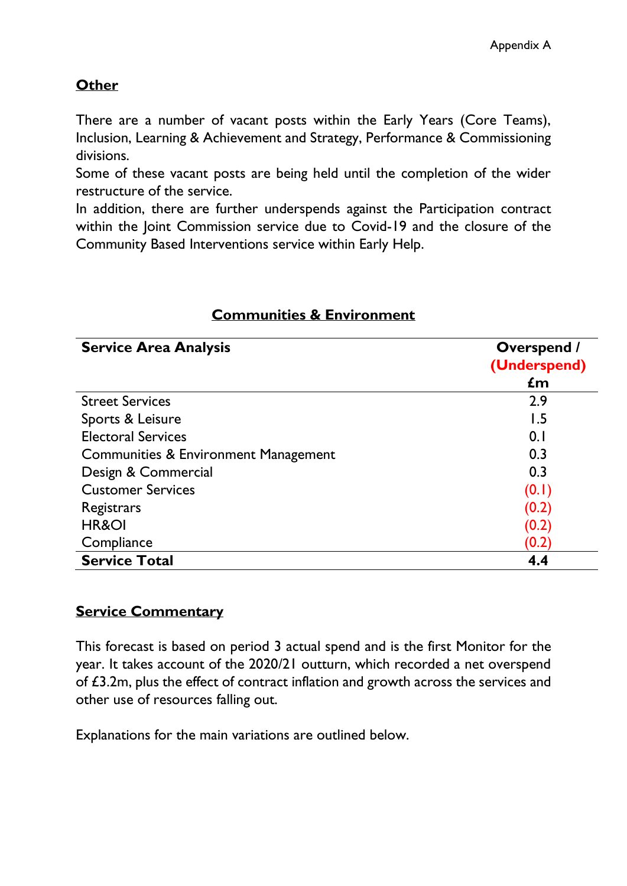**Other**

There are a number of vacant posts within the Early Years (Core Teams), Inclusion, Learning & Achievement and Strategy, Performance & Commissioning divisions.
Some of these vacant posts are being held until the completion of the wider restructure of the service.
In addition, there are further underspends against the Participation contract within the Joint Commission service due to Covid-19 and the closure of the Community Based Interventions service within Early Help.

## Communities & Environment

| Service Area Analysis | Overspend / (Underspend) £m |
|---|---|
| Street Services | 2.9 |
| Sports & Leisure | 1.5 |
| Electoral Services | 0.1 |
| Communities & Environment Management | 0.3 |
| Design & Commercial | 0.3 |
| Customer Services | (0.1) |
| Registrars | (0.2) |
| HR&OI | (0.2) |
| Compliance | (0.2) |
| **Service Total** | **4.4** |

**Service Commentary**

This forecast is based on period 3 actual spend and is the first Monitor for the year. It takes account of the 2020/21 outturn, which recorded a net overspend of £3.2m, plus the effect of contract inflation and growth across the services and other use of resources falling out.

Explanations for the main variations are outlined below.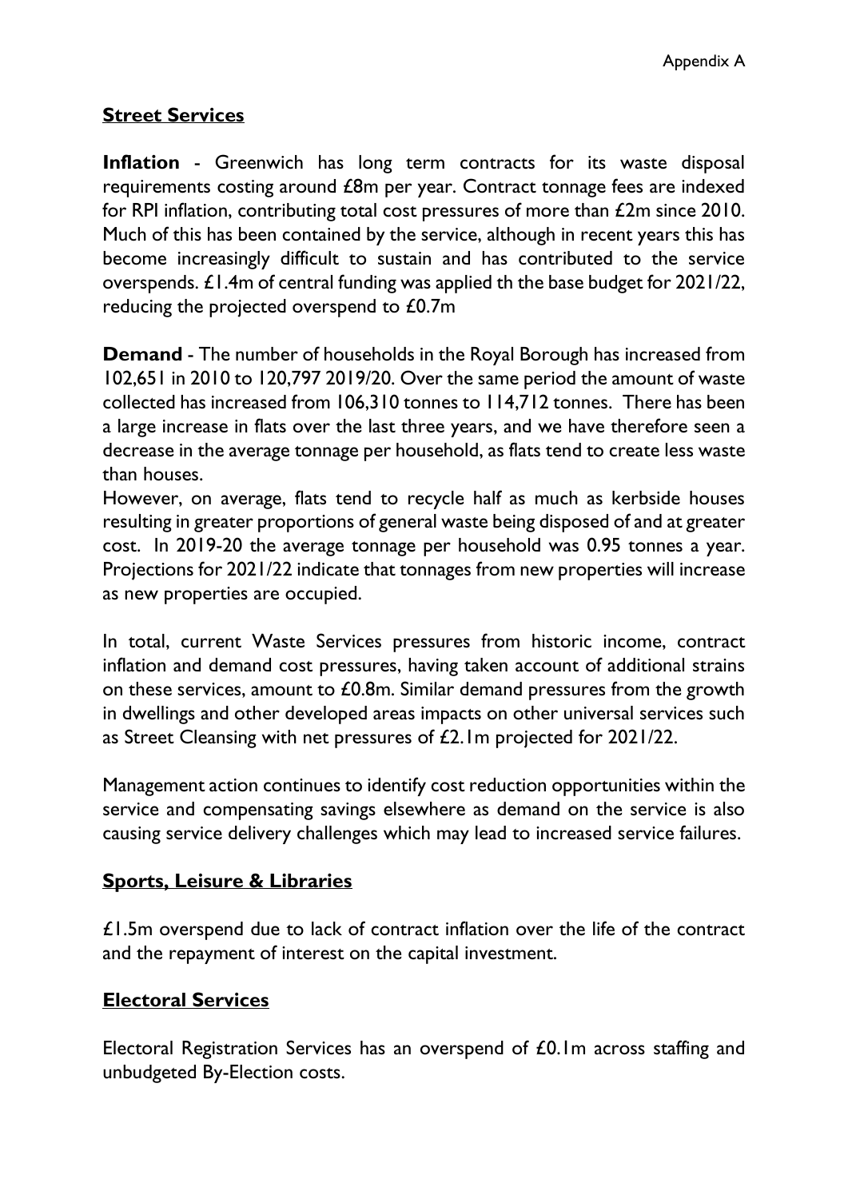Appendix A

## Street Services

**Inflation** - Greenwich has long term contracts for its waste disposal requirements costing around £8m per year. Contract tonnage fees are indexed for RPI inflation, contributing total cost pressures of more than £2m since 2010. Much of this has been contained by the service, although in recent years this has become increasingly difficult to sustain and has contributed to the service overspends. £1.4m of central funding was applied th the base budget for 2021/22, reducing the projected overspend to £0.7m

**Demand** - The number of households in the Royal Borough has increased from 102,651 in 2010 to 120,797 2019/20. Over the same period the amount of waste collected has increased from 106,310 tonnes to 114,712 tonnes. There has been a large increase in flats over the last three years, and we have therefore seen a decrease in the average tonnage per household, as flats tend to create less waste than houses.

However, on average, flats tend to recycle half as much as kerbside houses resulting in greater proportions of general waste being disposed of and at greater cost. In 2019-20 the average tonnage per household was 0.95 tonnes a year. Projections for 2021/22 indicate that tonnages from new properties will increase as new properties are occupied.

In total, current Waste Services pressures from historic income, contract inflation and demand cost pressures, having taken account of additional strains on these services, amount to £0.8m. Similar demand pressures from the growth in dwellings and other developed areas impacts on other universal services such as Street Cleansing with net pressures of £2.1m projected for 2021/22.

Management action continues to identify cost reduction opportunities within the service and compensating savings elsewhere as demand on the service is also causing service delivery challenges which may lead to increased service failures.

## Sports, Leisure & Libraries

£1.5m overspend due to lack of contract inflation over the life of the contract and the repayment of interest on the capital investment.

## Electoral Services

Electoral Registration Services has an overspend of £0.1m across staffing and unbudgeted By-Election costs.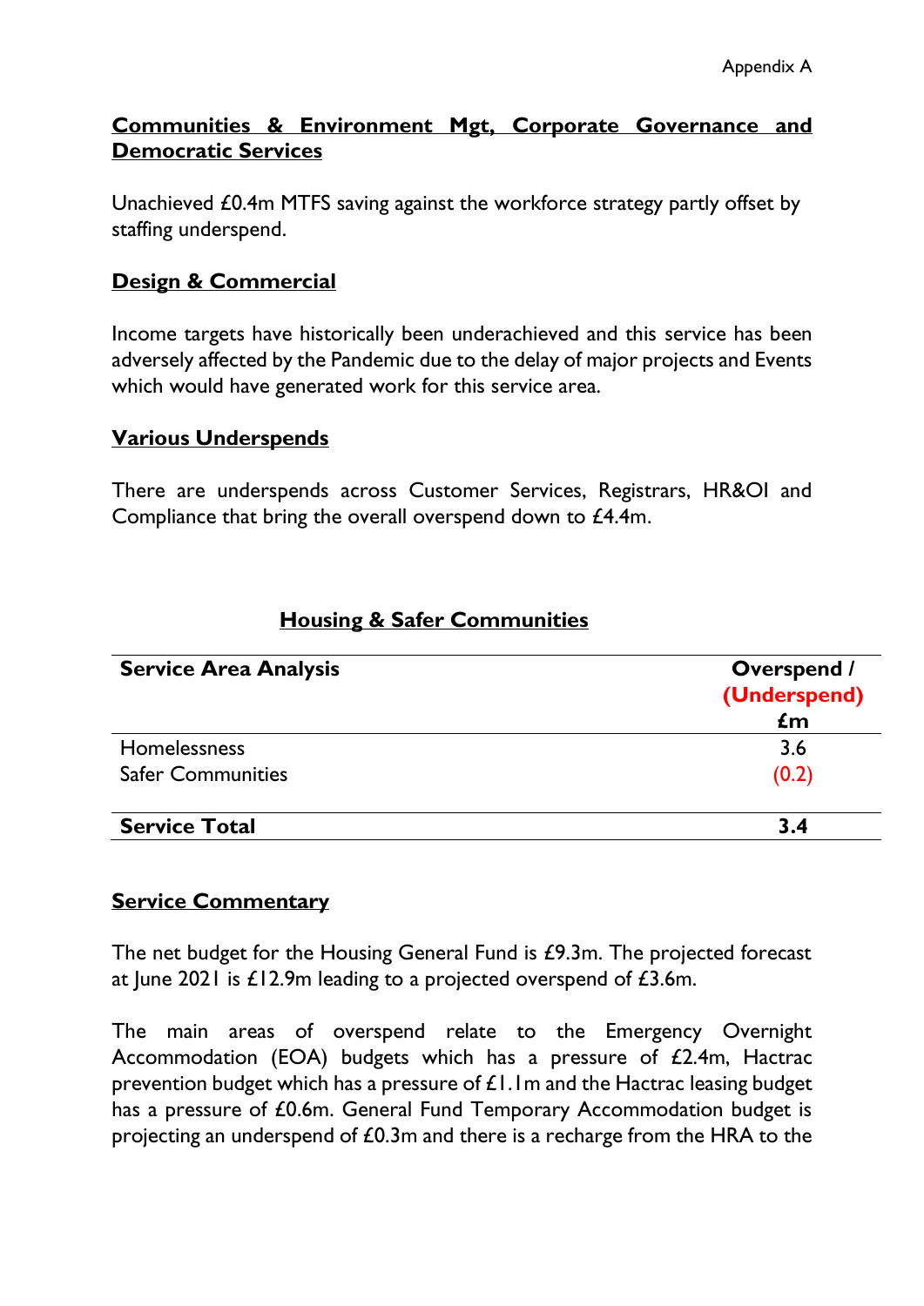Appendix A

**Communities & Environment Mgt, Corporate Governance and Democratic Services**

Unachieved £0.4m MTFS saving against the workforce strategy partly offset by staffing underspend.

**Design & Commercial**

Income targets have historically been underachieved and this service has been adversely affected by the Pandemic due to the delay of major projects and Events which would have generated work for this service area.

**Various Underspends**

There are underspends across Customer Services, Registrars, HR&OI and Compliance that bring the overall overspend down to £4.4m.

## Housing & Safer Communities

| Service Area Analysis | Overspend / (Underspend) £m |
|---|---|
| Homelessness | 3.6 |
| Safer Communities | (0.2) |
| **Service Total** | **3.4** |

**Service Commentary**

The net budget for the Housing General Fund is £9.3m. The projected forecast at June 2021 is £12.9m leading to a projected overspend of £3.6m.

The main areas of overspend relate to the Emergency Overnight Accommodation (EOA) budgets which has a pressure of £2.4m, Hactrac prevention budget which has a pressure of £1.1m and the Hactrac leasing budget has a pressure of £0.6m. General Fund Temporary Accommodation budget is projecting an underspend of £0.3m and there is a recharge from the HRA to the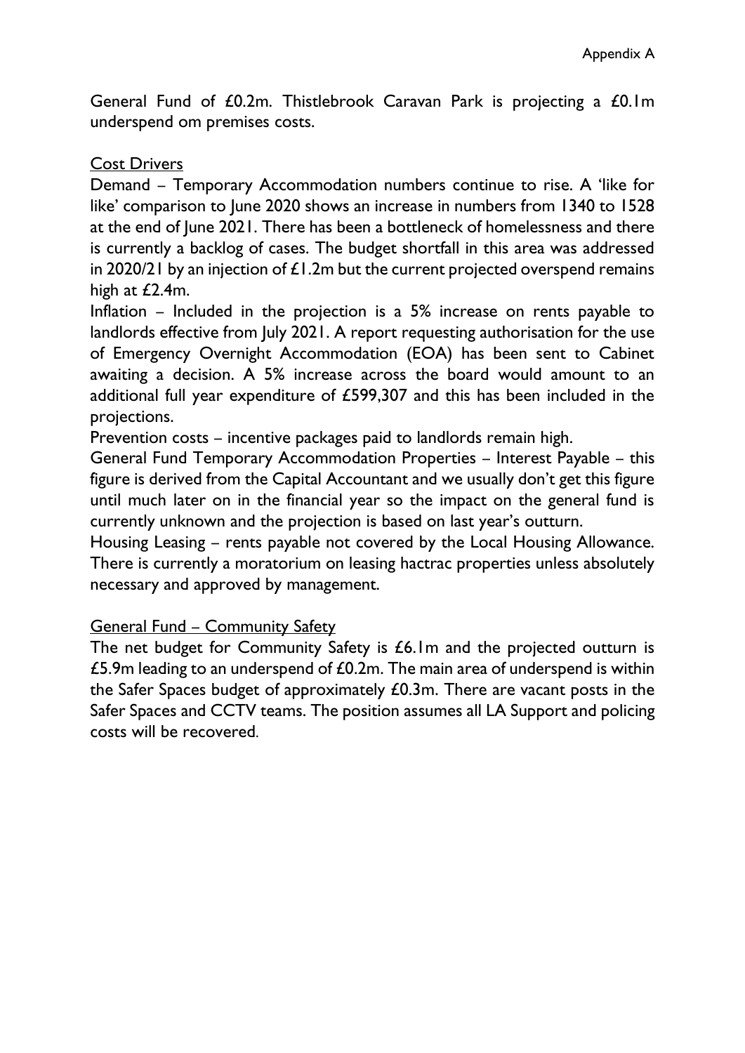General Fund of £0.2m. Thistlebrook Caravan Park is projecting a £0.1m underspend om premises costs.

Cost Drivers

Demand – Temporary Accommodation numbers continue to rise. A 'like for like' comparison to June 2020 shows an increase in numbers from 1340 to 1528 at the end of June 2021. There has been a bottleneck of homelessness and there is currently a backlog of cases. The budget shortfall in this area was addressed in 2020/21 by an injection of £1.2m but the current projected overspend remains high at £2.4m.

Inflation – Included in the projection is a 5% increase on rents payable to landlords effective from July 2021. A report requesting authorisation for the use of Emergency Overnight Accommodation (EOA) has been sent to Cabinet awaiting a decision. A 5% increase across the board would amount to an additional full year expenditure of £599,307 and this has been included in the projections.

Prevention costs – incentive packages paid to landlords remain high.

General Fund Temporary Accommodation Properties – Interest Payable – this figure is derived from the Capital Accountant and we usually don't get this figure until much later on in the financial year so the impact on the general fund is currently unknown and the projection is based on last year's outturn.

Housing Leasing – rents payable not covered by the Local Housing Allowance. There is currently a moratorium on leasing hactrac properties unless absolutely necessary and approved by management.

General Fund – Community Safety

The net budget for Community Safety is £6.1m and the projected outturn is £5.9m leading to an underspend of £0.2m. The main area of underspend is within the Safer Spaces budget of approximately £0.3m. There are vacant posts in the Safer Spaces and CCTV teams. The position assumes all LA Support and policing costs will be recovered.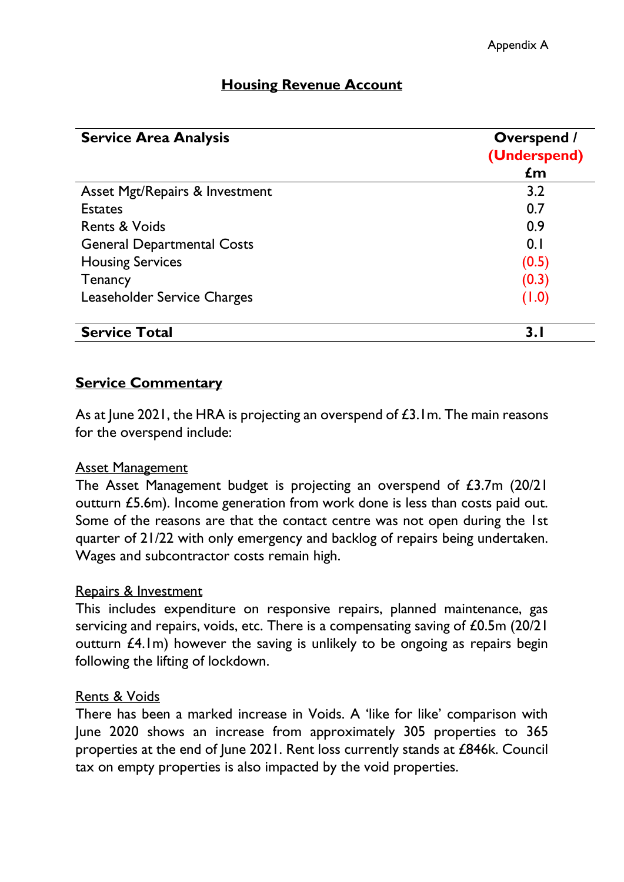Appendix A

# Housing Revenue Account

| Service Area Analysis | Overspend / (Underspend) £m |
|---|---|
| Asset Mgt/Repairs & Investment | 3.2 |
| Estates | 0.7 |
| Rents & Voids | 0.9 |
| General Departmental Costs | 0.1 |
| Housing Services | (0.5) |
| Tenancy | (0.3) |
| Leaseholder Service Charges | (1.0) |
| **Service Total** | **3.1** |

## Service Commentary

As at June 2021, the HRA is projecting an overspend of £3.1m. The main reasons for the overspend include:

### Asset Management

The Asset Management budget is projecting an overspend of £3.7m (20/21 outturn £5.6m). Income generation from work done is less than costs paid out. Some of the reasons are that the contact centre was not open during the 1st quarter of 21/22 with only emergency and backlog of repairs being undertaken. Wages and subcontractor costs remain high.

### Repairs & Investment

This includes expenditure on responsive repairs, planned maintenance, gas servicing and repairs, voids, etc. There is a compensating saving of £0.5m (20/21 outturn £4.1m) however the saving is unlikely to be ongoing as repairs begin following the lifting of lockdown.

### Rents & Voids

There has been a marked increase in Voids. A 'like for like' comparison with June 2020 shows an increase from approximately 305 properties to 365 properties at the end of June 2021. Rent loss currently stands at £846k. Council tax on empty properties is also impacted by the void properties.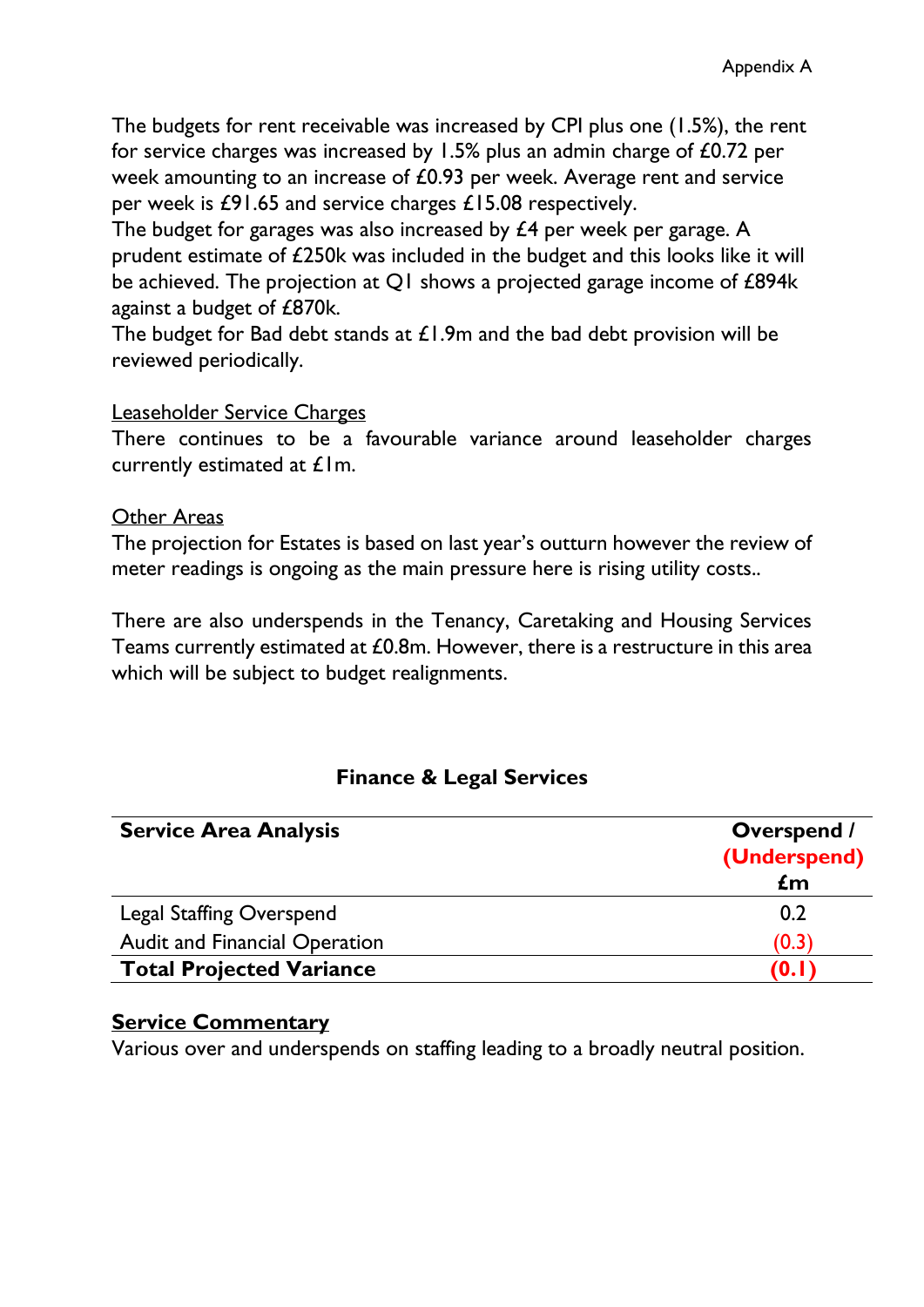The budgets for rent receivable was increased by CPI plus one (1.5%), the rent for service charges was increased by 1.5% plus an admin charge of £0.72 per week amounting to an increase of £0.93 per week. Average rent and service per week is £91.65 and service charges £15.08 respectively.
The budget for garages was also increased by £4 per week per garage. A prudent estimate of £250k was included in the budget and this looks like it will be achieved. The projection at Q1 shows a projected garage income of £894k against a budget of £870k.
The budget for Bad debt stands at £1.9m and the bad debt provision will be reviewed periodically.

<u>Leaseholder Service Charges</u>
There continues to be a favourable variance around leaseholder charges currently estimated at £1m.

<u>Other Areas</u>
The projection for Estates is based on last year's outturn however the review of meter readings is ongoing as the main pressure here is rising utility costs..

There are also underspends in the Tenancy, Caretaking and Housing Services Teams currently estimated at £0.8m. However, there is a restructure in this area which will be subject to budget realignments.

### Finance & Legal Services

| **Service Area Analysis** | **Overspend / (Underspend) £m** |
|---|---|
| Legal Staffing Overspend | 0.2 |
| Audit and Financial Operation | (0.3) |
| **Total Projected Variance** | **(0.1)** |

**<u>Service Commentary</u>**
Various over and underspends on staffing leading to a broadly neutral position.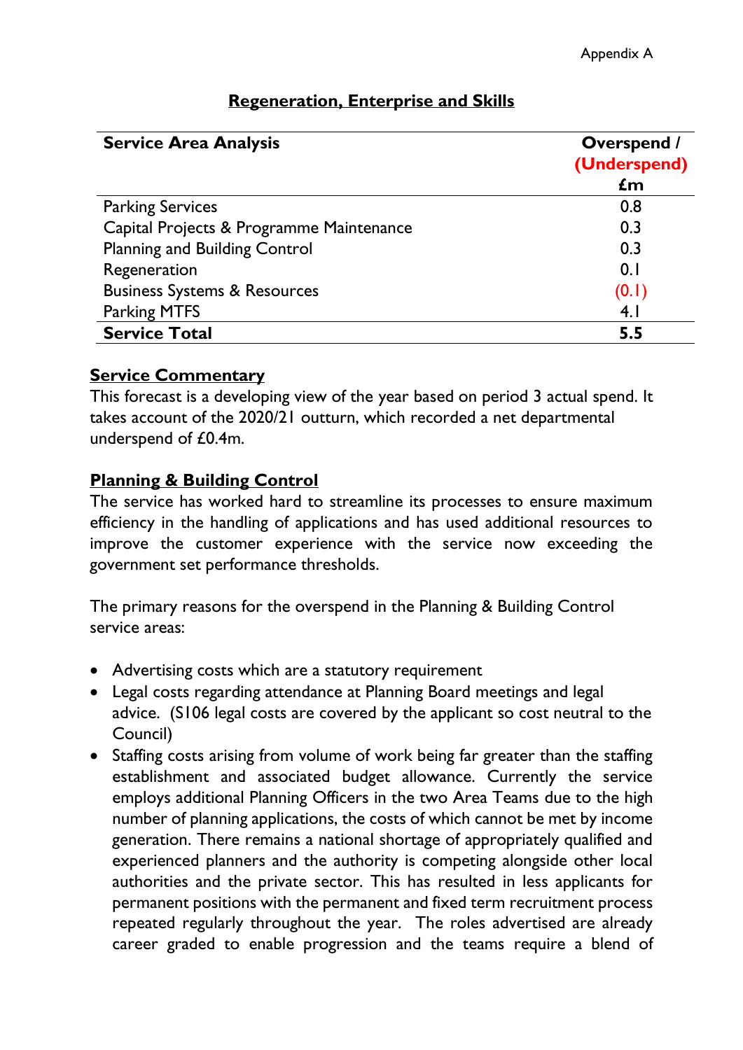Appendix A

## Regeneration, Enterprise and Skills

| Service Area Analysis | Overspend / (Underspend) £m |
|---|---|
| Parking Services | 0.8 |
| Capital Projects & Programme Maintenance | 0.3 |
| Planning and Building Control | 0.3 |
| Regeneration | 0.1 |
| Business Systems & Resources | (0.1) |
| Parking MTFS | 4.1 |
| **Service Total** | **5.5** |

### Service Commentary

This forecast is a developing view of the year based on period 3 actual spend. It takes account of the 2020/21 outturn, which recorded a net departmental underspend of £0.4m.

### Planning & Building Control

The service has worked hard to streamline its processes to ensure maximum efficiency in the handling of applications and has used additional resources to improve the customer experience with the service now exceeding the government set performance thresholds.

The primary reasons for the overspend in the Planning & Building Control service areas:

- Advertising costs which are a statutory requirement
- Legal costs regarding attendance at Planning Board meetings and legal advice. (S106 legal costs are covered by the applicant so cost neutral to the Council)
- Staffing costs arising from volume of work being far greater than the staffing establishment and associated budget allowance. Currently the service employs additional Planning Officers in the two Area Teams due to the high number of planning applications, the costs of which cannot be met by income generation. There remains a national shortage of appropriately qualified and experienced planners and the authority is competing alongside other local authorities and the private sector. This has resulted in less applicants for permanent positions with the permanent and fixed term recruitment process repeated regularly throughout the year. The roles advertised are already career graded to enable progression and the teams require a blend of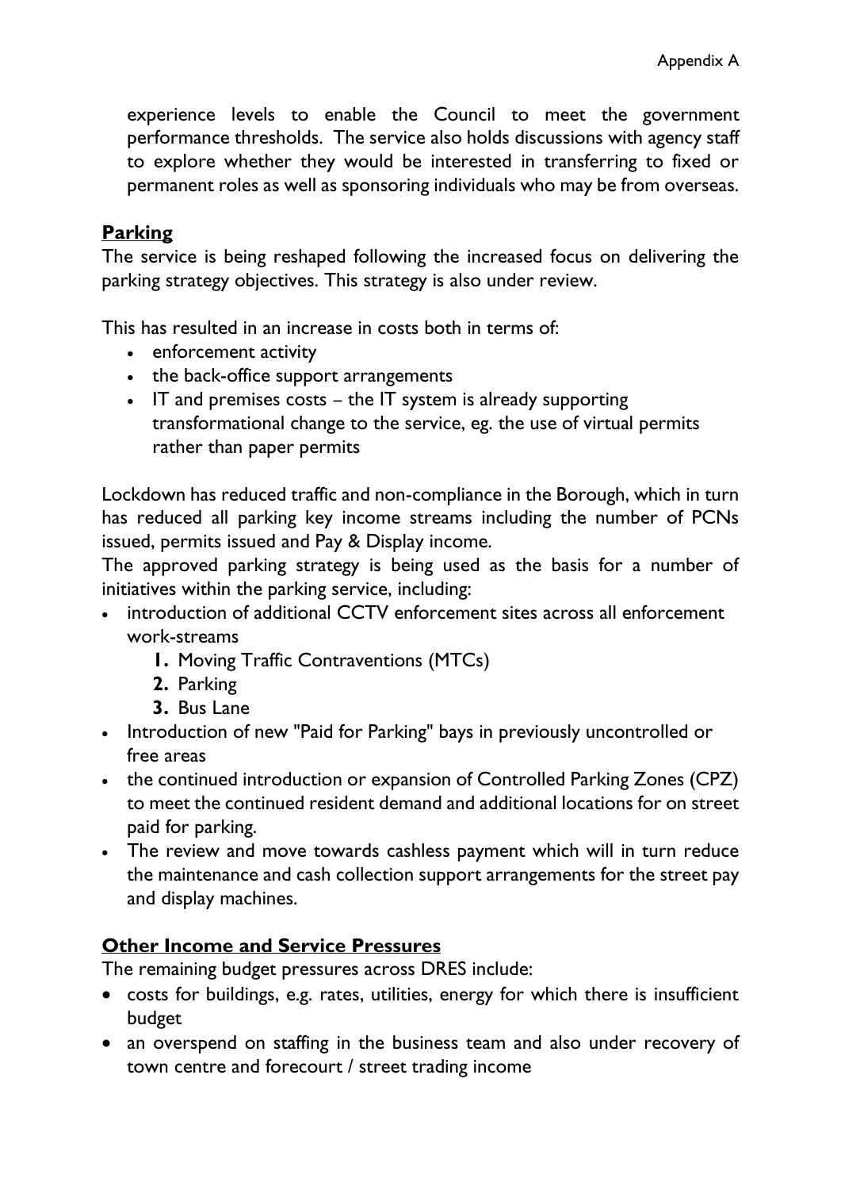experience levels to enable the Council to meet the government performance thresholds. The service also holds discussions with agency staff to explore whether they would be interested in transferring to fixed or permanent roles as well as sponsoring individuals who may be from overseas.

**Parking**

The service is being reshaped following the increased focus on delivering the parking strategy objectives. This strategy is also under review.

This has resulted in an increase in costs both in terms of:

- enforcement activity
- the back-office support arrangements
- IT and premises costs – the IT system is already supporting transformational change to the service, eg. the use of virtual permits rather than paper permits

Lockdown has reduced traffic and non-compliance in the Borough, which in turn has reduced all parking key income streams including the number of PCNs issued, permits issued and Pay & Display income.

The approved parking strategy is being used as the basis for a number of initiatives within the parking service, including:

- introduction of additional CCTV enforcement sites across all enforcement work-streams
    1. Moving Traffic Contraventions (MTCs)
    2. Parking
    3. Bus Lane
- Introduction of new "Paid for Parking" bays in previously uncontrolled or free areas
- the continued introduction or expansion of Controlled Parking Zones (CPZ) to meet the continued resident demand and additional locations for on street paid for parking.
- The review and move towards cashless payment which will in turn reduce the maintenance and cash collection support arrangements for the street pay and display machines.

**Other Income and Service Pressures**

The remaining budget pressures across DRES include:

- costs for buildings, e.g. rates, utilities, energy for which there is insufficient budget
- an overspend on staffing in the business team and also under recovery of town centre and forecourt / street trading income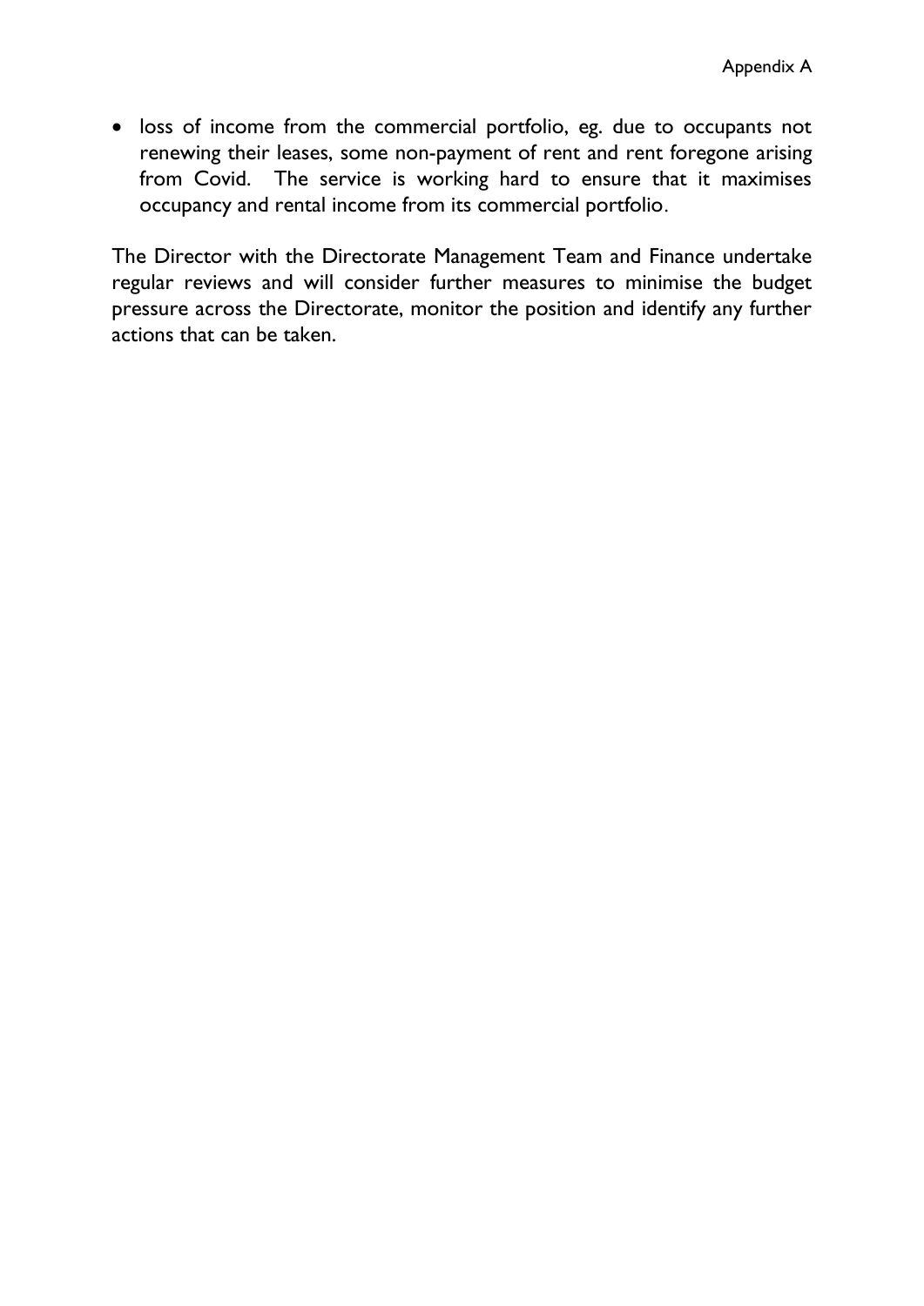- loss of income from the commercial portfolio, eg. due to occupants not renewing their leases, some non-payment of rent and rent foregone arising from Covid. The service is working hard to ensure that it maximises occupancy and rental income from its commercial portfolio.

The Director with the Directorate Management Team and Finance undertake regular reviews and will consider further measures to minimise the budget pressure across the Directorate, monitor the position and identify any further actions that can be taken.